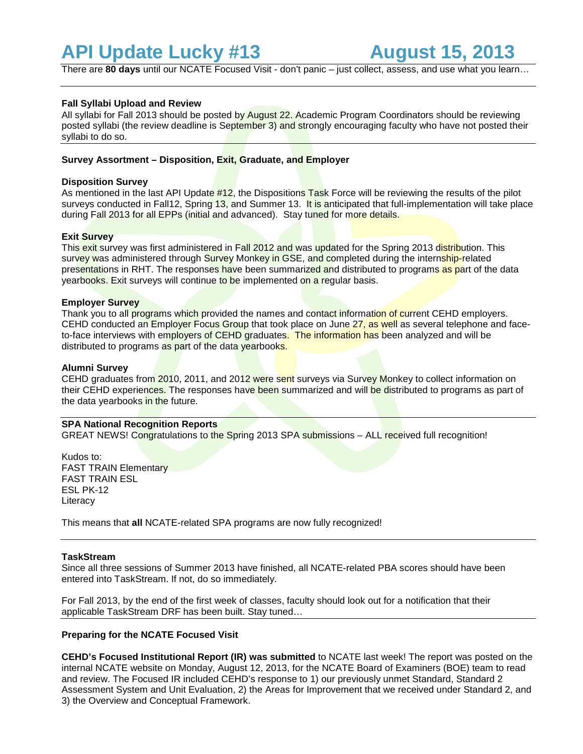# API Update Lucky #13 August 15, 2013

There are **80 days** until our NCATE Focused Visit - don't panic – just collect, assess, and use what you learn…

**Fall Syllabi Upload and Review**

All syllabi for Fall 2013 should be posted by August 22. Academic Program Coordinators should be reviewing posted syllabi (the review deadline is September 3) and strongly encouraging faculty who have not posted their syllabi to do so.

**Survey Assortment – Disposition, Exit, Graduate, and Employer**

**Disposition Survey**

As mentioned in the last API Update #12, the Dispositions Task Force will be reviewing the results of the pilot surveys conducted in Fall12, Spring 13, and Summer 13. It is anticipated that full-implementation will take place during Fall 2013 for all EPPs (initial and advanced). Stay tuned for more details.

**Exit Survey**

This exit survey was first administered in Fall 2012 and was updated for the Spring 2013 distribution. This survey was administered through Survey Monkey in GSE, and completed during the internship-related presentations in RHT. The responses have been summarized and distributed to programs as part of the data yearbooks. Exit surveys will continue to be implemented on a regular basis.

**Employer Survey**

Thank you to all programs which provided the names and contact information of current CEHD employers. CEHD conducted an Employer Focus Group that took place on June 27, as well as several telephone and face-to-face interviews with employers of CEHD graduates. The information has been analyzed and will be distributed to programs as part of the data yearbooks.

**Alumni Survey**

CEHD graduates from 2010, 2011, and 2012 were sent surveys via Survey Monkey to collect information on their CEHD experiences. The responses have been summarized and will be distributed to programs as part of the data yearbooks in the future.

**SPA National Recognition Reports**

GREAT NEWS! Congratulations to the Spring 2013 SPA submissions – ALL received full recognition!

Kudos to:
FAST TRAIN Elementary
FAST TRAIN ESL
ESL PK-12
Literacy

This means that **all** NCATE-related SPA programs are now fully recognized!

**TaskStream**

Since all three sessions of Summer 2013 have finished, all NCATE-related PBA scores should have been entered into TaskStream. If not, do so immediately.

For Fall 2013, by the end of the first week of classes, faculty should look out for a notification that their applicable TaskStream DRF has been built. Stay tuned…

**Preparing for the NCATE Focused Visit**

**CEHD's Focused Institutional Report (IR) was submitted** to NCATE last week! The report was posted on the internal NCATE website on Monday, August 12, 2013, for the NCATE Board of Examiners (BOE) team to read and review. The Focused IR included CEHD's response to 1) our previously unmet Standard, Standard 2 Assessment System and Unit Evaluation, 2) the Areas for Improvement that we received under Standard 2, and 3) the Overview and Conceptual Framework.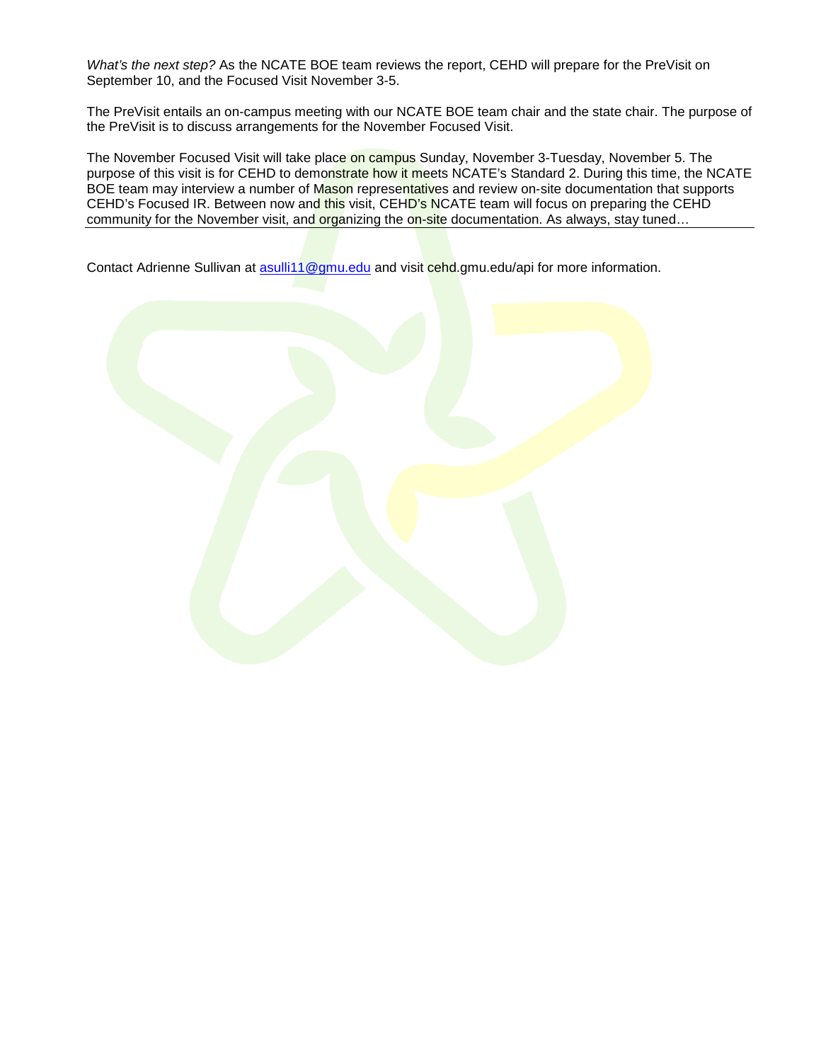*What's the next step?* As the NCATE BOE team reviews the report, CEHD will prepare for the PreVisit on September 10, and the Focused Visit November 3-5.

The PreVisit entails an on-campus meeting with our NCATE BOE team chair and the state chair. The purpose of the PreVisit is to discuss arrangements for the November Focused Visit.

The November Focused Visit will take place on campus Sunday, November 3-Tuesday, November 5. The purpose of this visit is for CEHD to demonstrate how it meets NCATE's Standard 2. During this time, the NCATE BOE team may interview a number of Mason representatives and review on-site documentation that supports CEHD's Focused IR. Between now and this visit, CEHD's NCATE team will focus on preparing the CEHD community for the November visit, and organizing the on-site documentation. As always, stay tuned…

---

Contact Adrienne Sullivan at asulli11@gmu.edu and visit cehd.gmu.edu/api for more information.